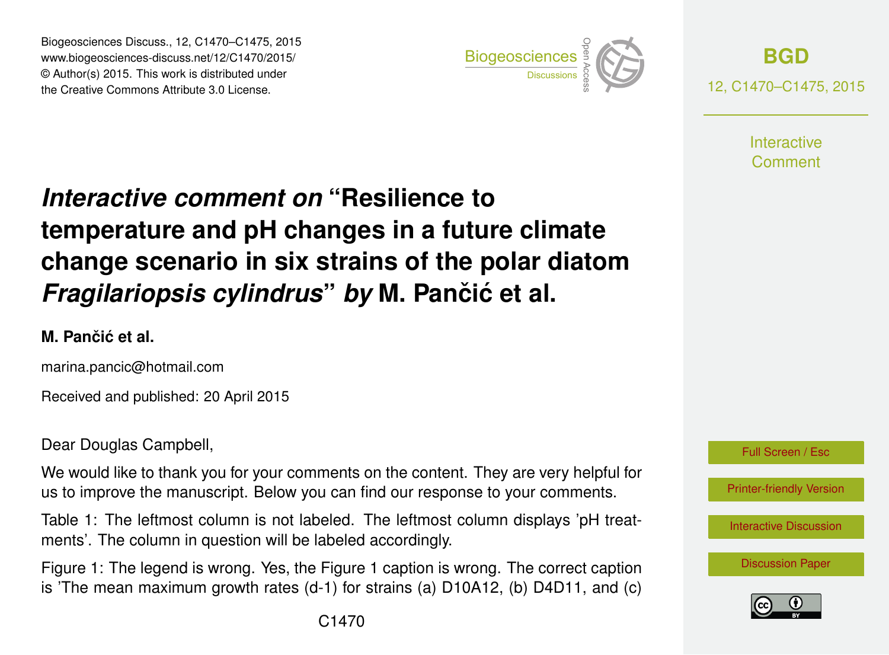# *Interactive comment on* "Resilience to temperature and pH changes in a future climate change scenario in six strains of the polar diatom *Fragilariopsis cylindrus*" *by* M. Pančić et al.

**M. Pančić et al.**

marina.pancic@hotmail.com

Received and published: 20 April 2015

Dear Douglas Campbell,

We would like to thank you for your comments on the content. They are very helpful for us to improve the manuscript. Below you can find our response to your comments.

Table 1: The leftmost column is not labeled. The leftmost column displays 'pH treatments'. The column in question will be labeled accordingly.

Figure 1: The legend is wrong. Yes, the Figure 1 caption is wrong. The correct caption is 'The mean maximum growth rates (d-1) for strains (a) D10A12, (b) D4D11, and (c)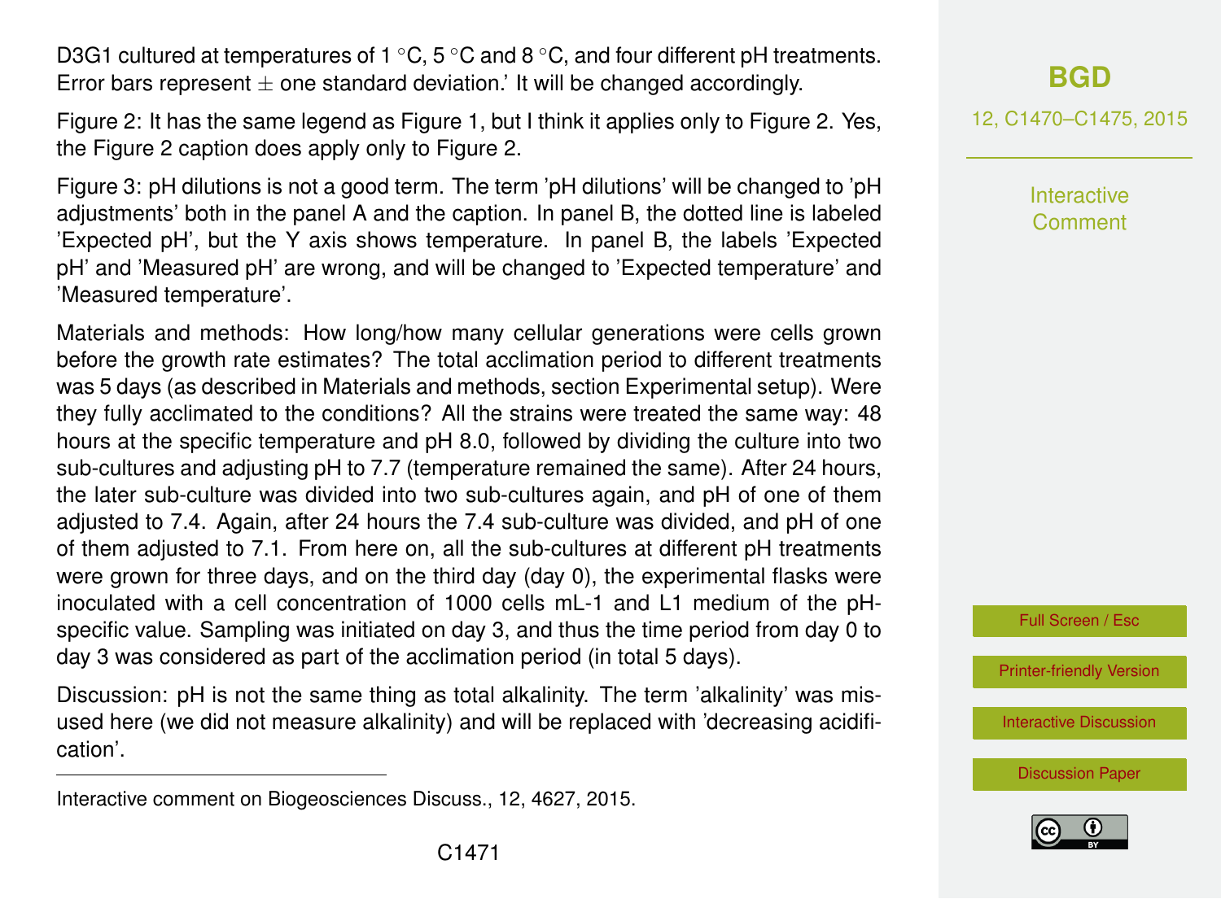D3G1 cultured at temperatures of 1 °C, 5 °C and 8 °C, and four different pH treatments. Error bars represent ± one standard deviation.' It will be changed accordingly.

Figure 2: It has the same legend as Figure 1, but I think it applies only to Figure 2. Yes, the Figure 2 caption does apply only to Figure 2.

Figure 3: pH dilutions is not a good term. The term 'pH dilutions' will be changed to 'pH adjustments' both in the panel A and the caption. In panel B, the dotted line is labeled 'Expected pH', but the Y axis shows temperature. In panel B, the labels 'Expected pH' and 'Measured pH' are wrong, and will be changed to 'Expected temperature' and 'Measured temperature'.

Materials and methods: How long/how many cellular generations were cells grown before the growth rate estimates? The total acclimation period to different treatments was 5 days (as described in Materials and methods, section Experimental setup). Were they fully acclimated to the conditions? All the strains were treated the same way: 48 hours at the specific temperature and pH 8.0, followed by dividing the culture into two sub-cultures and adjusting pH to 7.7 (temperature remained the same). After 24 hours, the later sub-culture was divided into two sub-cultures again, and pH of one of them adjusted to 7.4. Again, after 24 hours the 7.4 sub-culture was divided, and pH of one of them adjusted to 7.1. From here on, all the sub-cultures at different pH treatments were grown for three days, and on the third day (day 0), the experimental flasks were inoculated with a cell concentration of 1000 cells mL-1 and L1 medium of the pH-specific value. Sampling was initiated on day 3, and thus the time period from day 0 to day 3 was considered as part of the acclimation period (in total 5 days).

Discussion: pH is not the same thing as total alkalinity. The term 'alkalinity' was misused here (we did not measure alkalinity) and will be replaced with 'decreasing acidification'.

---

Interactive comment on Biogeosciences Discuss., 12, 4627, 2015.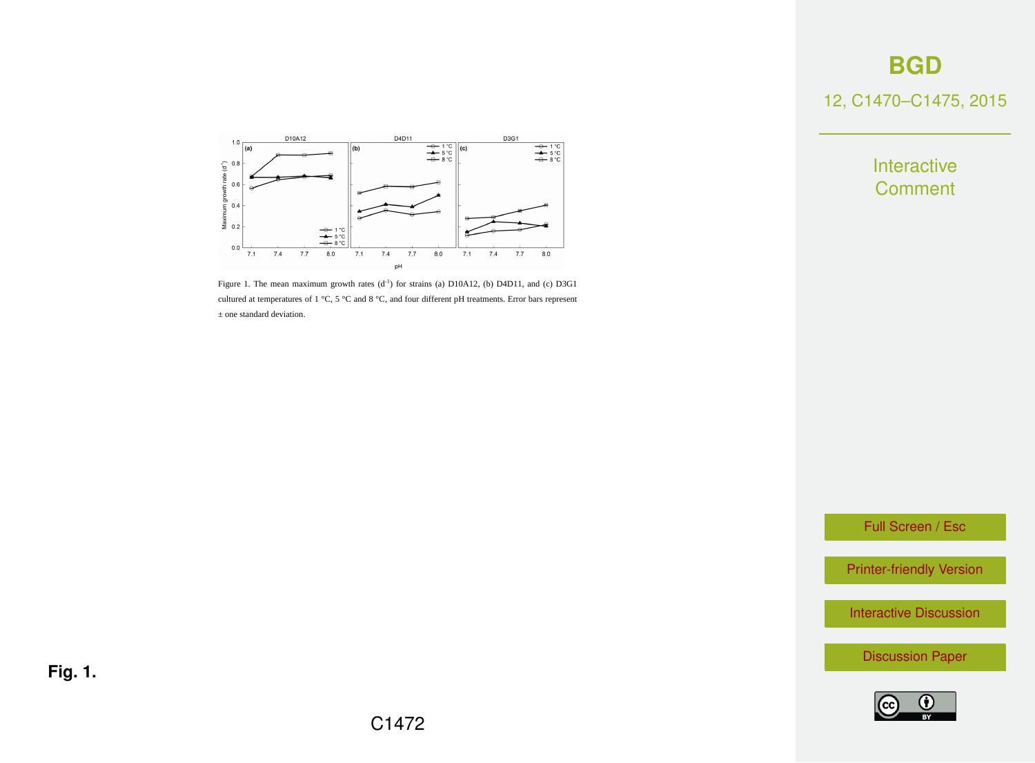Figure 1. The mean maximum growth rates ($d^{-1}$) for strains (a) D10A12, (b) D4D11, and (c) D3G1 cultured at temperatures of 1 °C, 5 °C and 8 °C, and four different pH treatments. Error bars represent ± one standard deviation.

**Fig. 1.**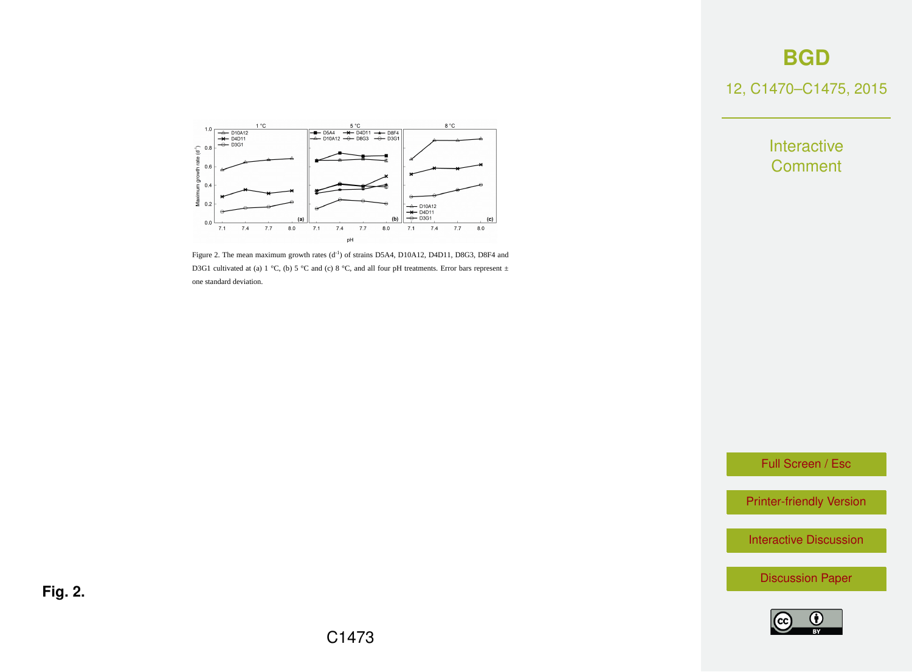Figure 2. The mean maximum growth rates ($d^{-1}$) of strains D5A4, D10A12, D4D11, D8G3, D8F4 and D3G1 cultivated at (a) 1 °C, (b) 5 °C and (c) 8 °C, and all four pH treatments. Error bars represent ± one standard deviation.

**Fig. 2.**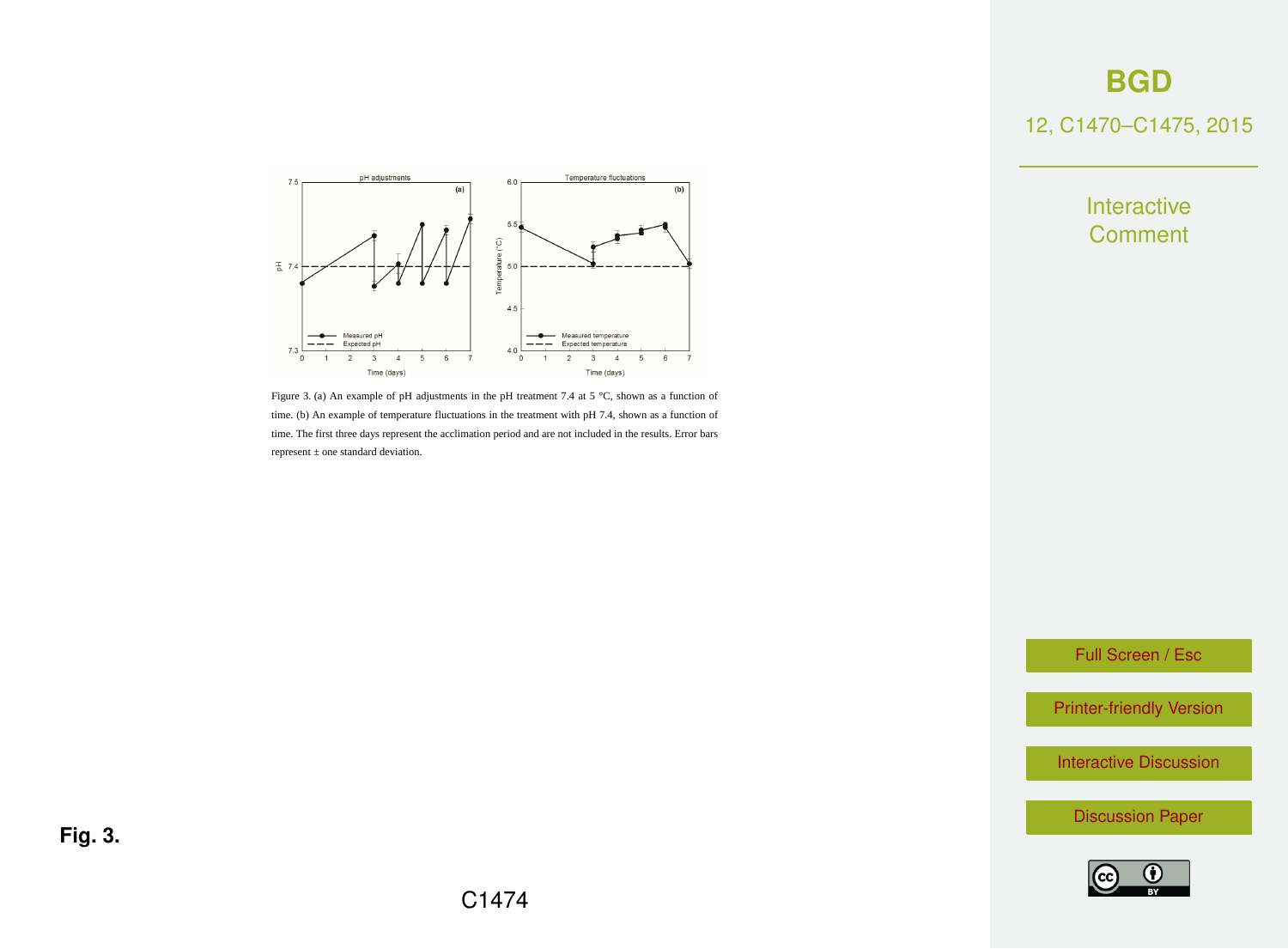Figure 3. (a) An example of pH adjustments in the pH treatment 7.4 at 5 °C, shown as a function of time. (b) An example of temperature fluctuations in the treatment with pH 7.4, shown as a function of time. The first three days represent the acclimation period and are not included in the results. Error bars represent ± one standard deviation.

**Fig. 3.**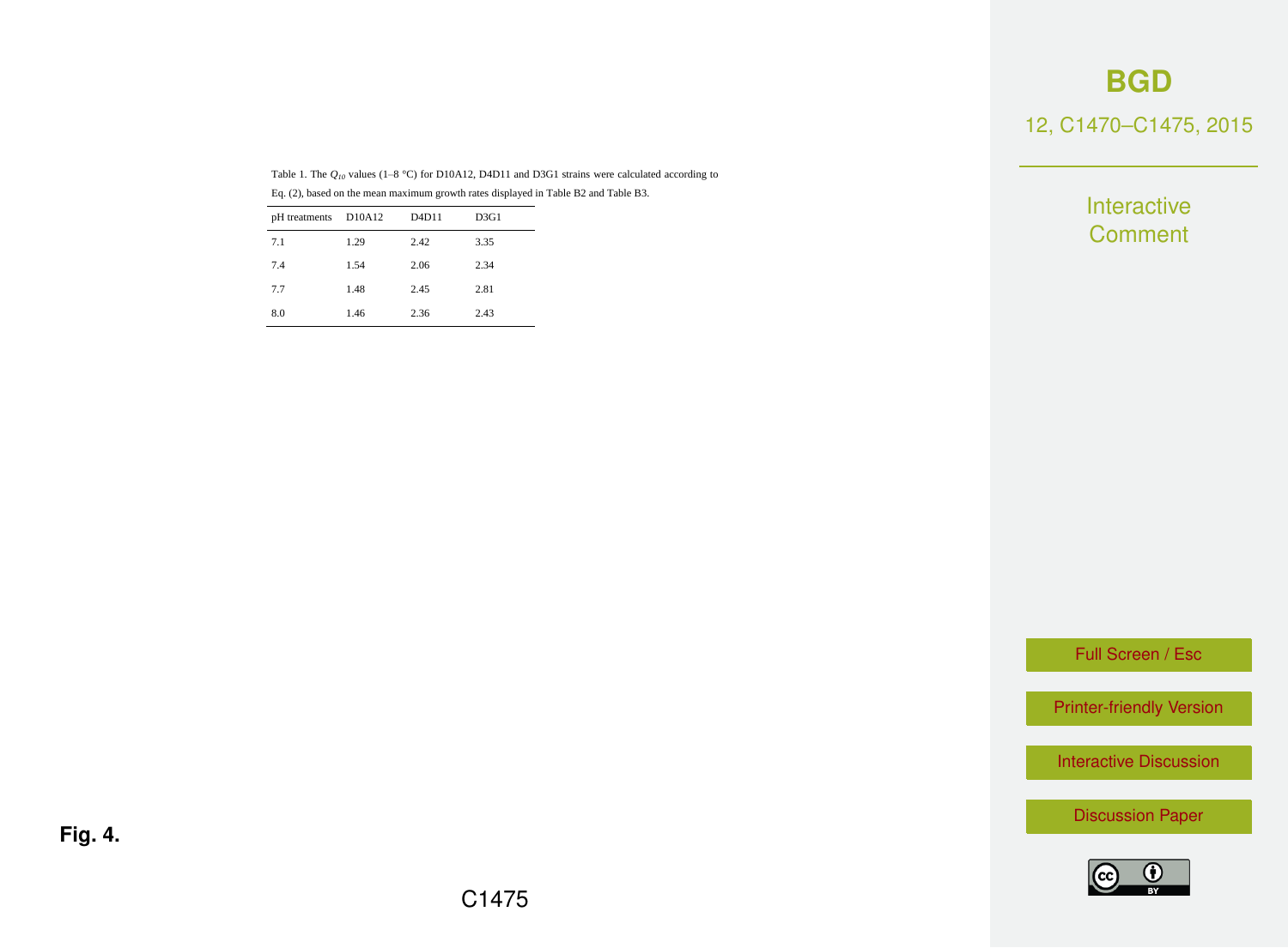Table 1. The $Q_{10}$ values (1–8 °C) for D10A12, D4D11 and D3G1 strains were calculated according to Eq. (2), based on the mean maximum growth rates displayed in Table B2 and Table B3.

| pH treatments | D10A12 | D4D11 | D3G1 |
|---|---|---|---|
| 7.1 | 1.29 | 2.42 | 3.35 |
| 7.4 | 1.54 | 2.06 | 2.34 |
| 7.7 | 1.48 | 2.45 | 2.81 |
| 8.0 | 1.46 | 2.36 | 2.43 |

**Fig. 4.**